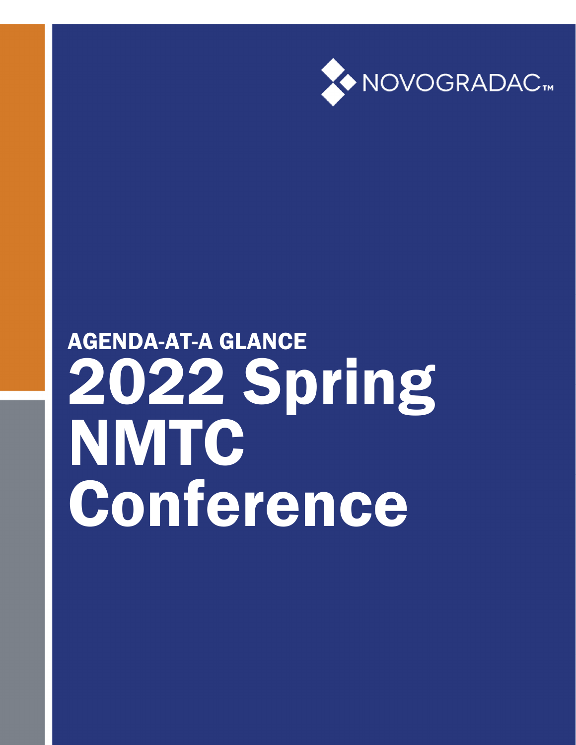NOVOGRADAC™

## AGENDA-AT-A GLANCE

# 2022 Spring NMTC Conference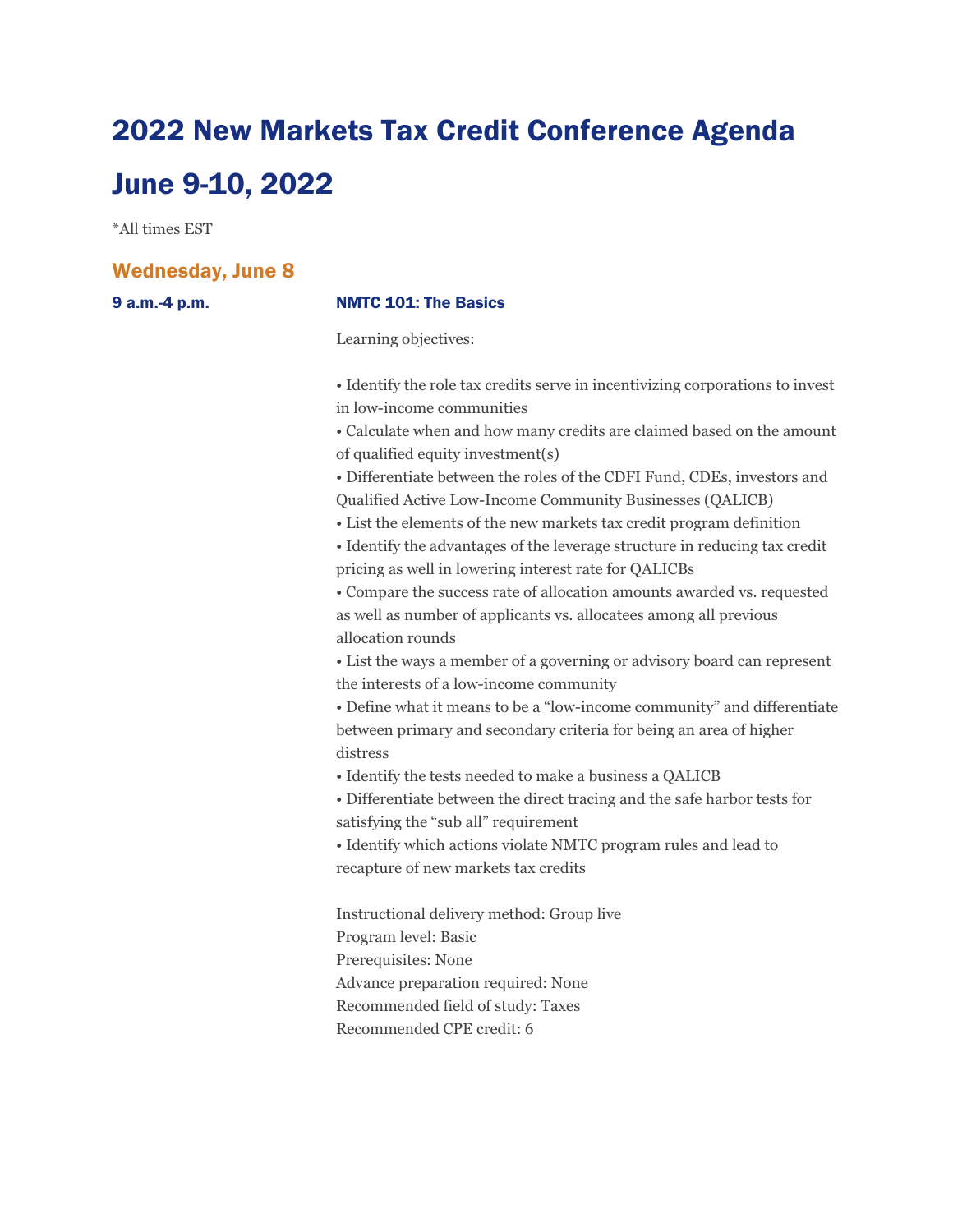# 2022 New Markets Tax Credit Conference Agenda

# June 9-10, 2022

*All times EST

## Wednesday, June 8

**9 a.m.-4 p.m.** — **NMTC 101: The Basics**

Learning objectives:

• Identify the role tax credits serve in incentivizing corporations to invest in low-income communities
• Calculate when and how many credits are claimed based on the amount of qualified equity investment(s)
• Differentiate between the roles of the CDFI Fund, CDEs, investors and Qualified Active Low-Income Community Businesses (QALICB)
• List the elements of the new markets tax credit program definition
• Identify the advantages of the leverage structure in reducing tax credit pricing as well in lowering interest rate for QALICBs
• Compare the success rate of allocation amounts awarded vs. requested as well as number of applicants vs. allocatees among all previous allocation rounds
• List the ways a member of a governing or advisory board can represent the interests of a low-income community
• Define what it means to be a "low-income community" and differentiate between primary and secondary criteria for being an area of higher distress
• Identify the tests needed to make a business a QALICB
• Differentiate between the direct tracing and the safe harbor tests for satisfying the "sub all" requirement
• Identify which actions violate NMTC program rules and lead to recapture of new markets tax credits

Instructional delivery method: Group live
Program level: Basic
Prerequisites: None
Advance preparation required: None
Recommended field of study: Taxes
Recommended CPE credit: 6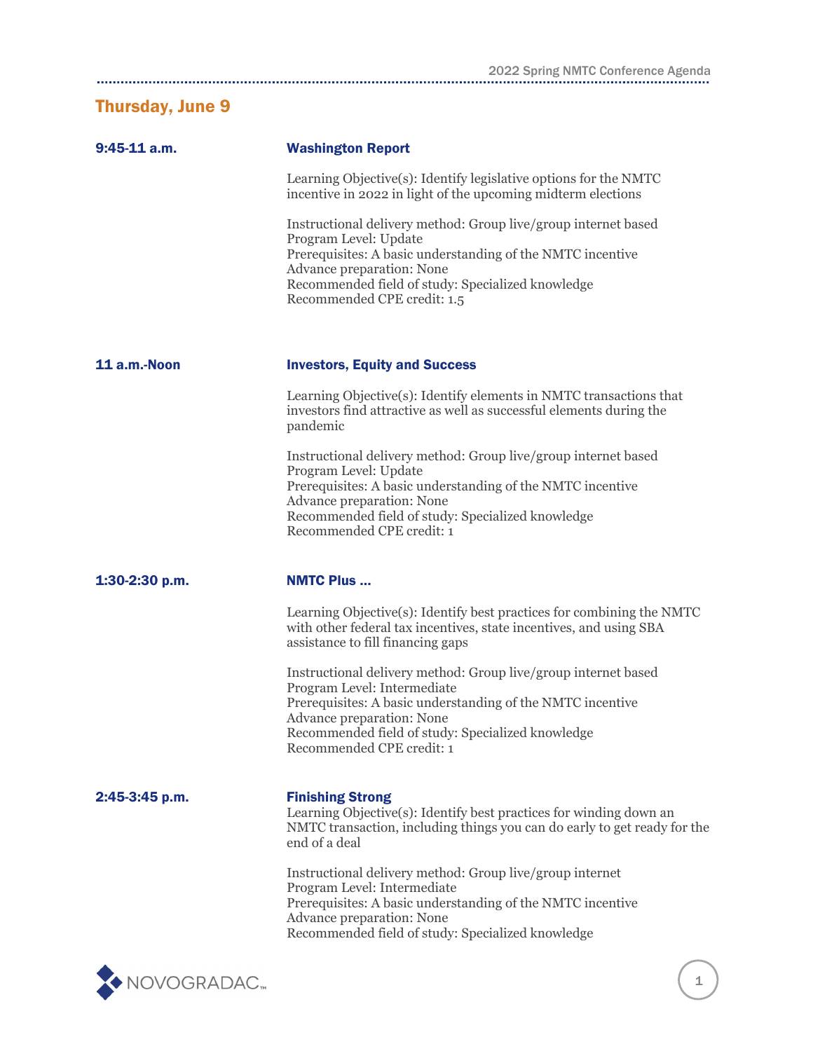## Thursday, June 9

**9:45-11 a.m.** — **Washington Report**

Learning Objective(s): Identify legislative options for the NMTC incentive in 2022 in light of the upcoming midterm elections

Instructional delivery method: Group live/group internet based
Program Level: Update
Prerequisites: A basic understanding of the NMTC incentive
Advance preparation: None
Recommended field of study: Specialized knowledge
Recommended CPE credit: 1.5

**11 a.m.-Noon** — **Investors, Equity and Success**

Learning Objective(s): Identify elements in NMTC transactions that investors find attractive as well as successful elements during the pandemic

Instructional delivery method: Group live/group internet based
Program Level: Update
Prerequisites: A basic understanding of the NMTC incentive
Advance preparation: None
Recommended field of study: Specialized knowledge
Recommended CPE credit: 1

**1:30-2:30 p.m.** — **NMTC Plus …**

Learning Objective(s): Identify best practices for combining the NMTC with other federal tax incentives, state incentives, and using SBA assistance to fill financing gaps

Instructional delivery method: Group live/group internet based
Program Level: Intermediate
Prerequisites: A basic understanding of the NMTC incentive
Advance preparation: None
Recommended field of study: Specialized knowledge
Recommended CPE credit: 1

**2:45-3:45 p.m.** — **Finishing Strong**

Learning Objective(s): Identify best practices for winding down an NMTC transaction, including things you can do early to get ready for the end of a deal

Instructional delivery method: Group live/group internet
Program Level: Intermediate
Prerequisites: A basic understanding of the NMTC incentive
Advance preparation: None
Recommended field of study: Specialized knowledge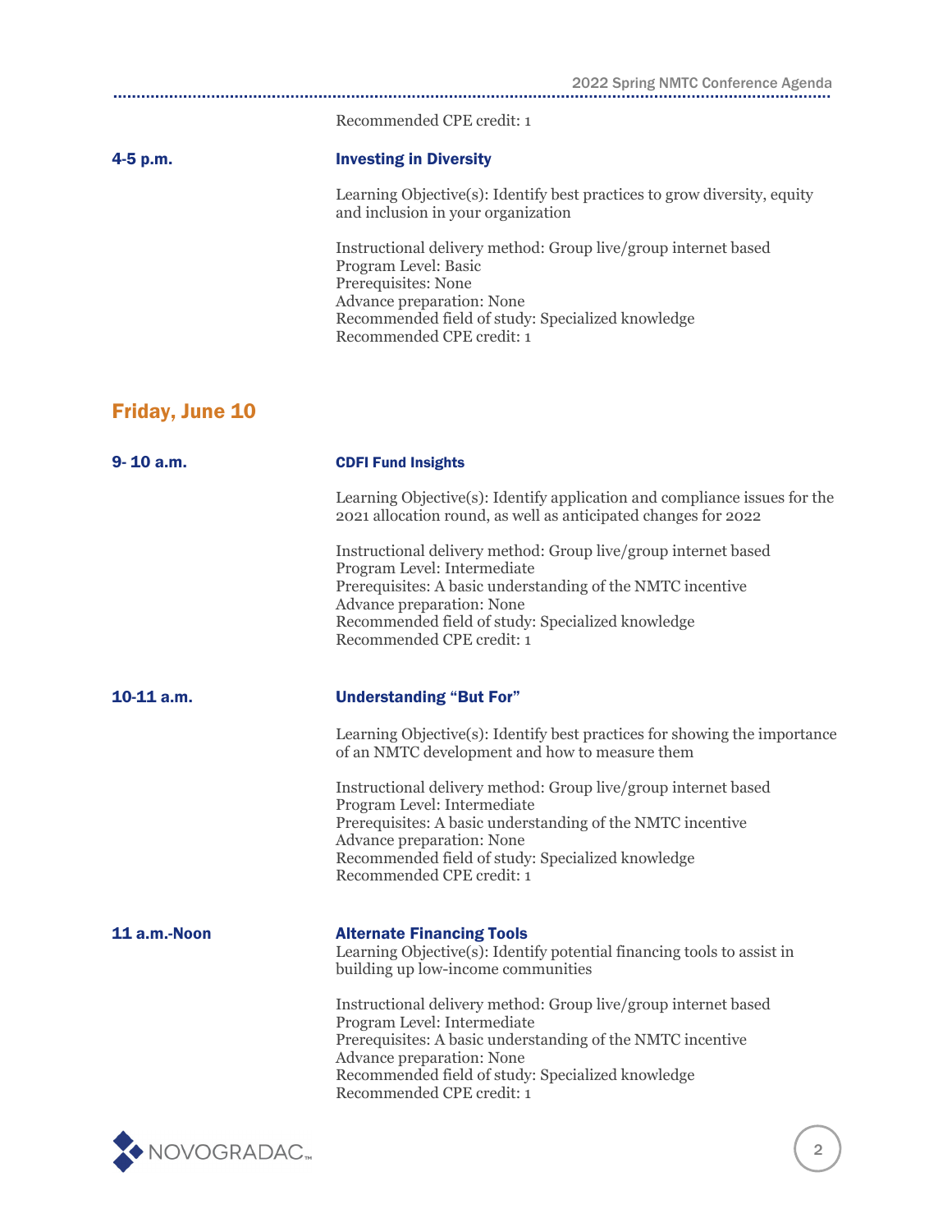Recommended CPE credit: 1

**4-5 p.m.**

### Investing in Diversity

Learning Objective(s): Identify best practices to grow diversity, equity and inclusion in your organization

Instructional delivery method: Group live/group internet based
Program Level: Basic
Prerequisites: None
Advance preparation: None
Recommended field of study: Specialized knowledge
Recommended CPE credit: 1

## Friday, June 10

**9- 10 a.m.**

### CDFI Fund Insights

Learning Objective(s): Identify application and compliance issues for the 2021 allocation round, as well as anticipated changes for 2022

Instructional delivery method: Group live/group internet based
Program Level: Intermediate
Prerequisites: A basic understanding of the NMTC incentive
Advance preparation: None
Recommended field of study: Specialized knowledge
Recommended CPE credit: 1

**10-11 a.m.**

### Understanding "But For"

Learning Objective(s): Identify best practices for showing the importance of an NMTC development and how to measure them

Instructional delivery method: Group live/group internet based
Program Level: Intermediate
Prerequisites: A basic understanding of the NMTC incentive
Advance preparation: None
Recommended field of study: Specialized knowledge
Recommended CPE credit: 1

**11 a.m.-Noon**

### Alternate Financing Tools

Learning Objective(s): Identify potential financing tools to assist in building up low-income communities

Instructional delivery method: Group live/group internet based
Program Level: Intermediate
Prerequisites: A basic understanding of the NMTC incentive
Advance preparation: None
Recommended field of study: Specialized knowledge
Recommended CPE credit: 1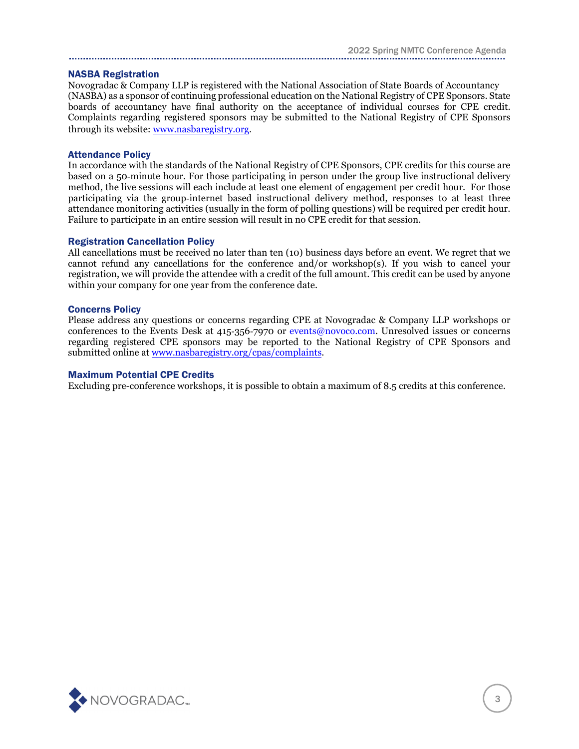## NASBA Registration

Novogradac & Company LLP is registered with the National Association of State Boards of Accountancy (NASBA) as a sponsor of continuing professional education on the National Registry of CPE Sponsors. State boards of accountancy have final authority on the acceptance of individual courses for CPE credit. Complaints regarding registered sponsors may be submitted to the National Registry of CPE Sponsors through its website: www.nasbaregistry.org.

## Attendance Policy

In accordance with the standards of the National Registry of CPE Sponsors, CPE credits for this course are based on a 50-minute hour. For those participating in person under the group live instructional delivery method, the live sessions will each include at least one element of engagement per credit hour. For those participating via the group-internet based instructional delivery method, responses to at least three attendance monitoring activities (usually in the form of polling questions) will be required per credit hour. Failure to participate in an entire session will result in no CPE credit for that session.

## Registration Cancellation Policy

All cancellations must be received no later than ten (10) business days before an event. We regret that we cannot refund any cancellations for the conference and/or workshop(s). If you wish to cancel your registration, we will provide the attendee with a credit of the full amount. This credit can be used by anyone within your company for one year from the conference date.

## Concerns Policy

Please address any questions or concerns regarding CPE at Novogradac & Company LLP workshops or conferences to the Events Desk at 415-356-7970 or events@novoco.com. Unresolved issues or concerns regarding registered CPE sponsors may be reported to the National Registry of CPE Sponsors and submitted online at www.nasbaregistry.org/cpas/complaints.

## Maximum Potential CPE Credits

Excluding pre-conference workshops, it is possible to obtain a maximum of 8.5 credits at this conference.